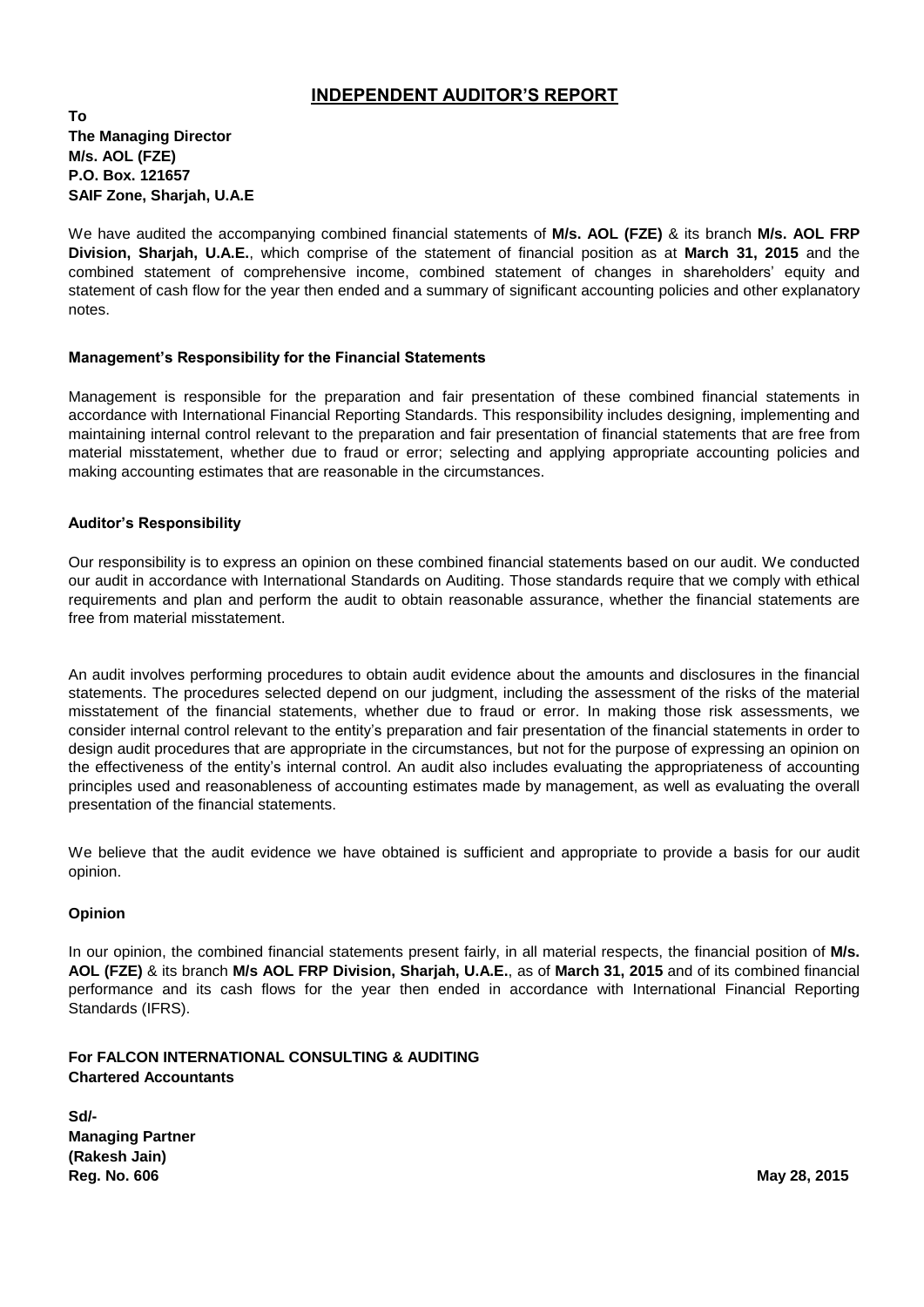# INDEPENDENT AUDITOR'S REPORT

**To**
**The Managing Director**
**M/s. AOL (FZE)**
**P.O. Box. 121657**
**SAIF Zone, Sharjah, U.A.E**

We have audited the accompanying combined financial statements of **M/s. AOL (FZE)** & its branch **M/s. AOL FRP Division, Sharjah, U.A.E.**, which comprise of the statement of financial position as at **March 31, 2015** and the combined statement of comprehensive income, combined statement of changes in shareholders' equity and statement of cash flow for the year then ended and a summary of significant accounting policies and other explanatory notes.

### Management's Responsibility for the Financial Statements

Management is responsible for the preparation and fair presentation of these combined financial statements in accordance with International Financial Reporting Standards. This responsibility includes designing, implementing and maintaining internal control relevant to the preparation and fair presentation of financial statements that are free from material misstatement, whether due to fraud or error; selecting and applying appropriate accounting policies and making accounting estimates that are reasonable in the circumstances.

### Auditor's Responsibility

Our responsibility is to express an opinion on these combined financial statements based on our audit. We conducted our audit in accordance with International Standards on Auditing. Those standards require that we comply with ethical requirements and plan and perform the audit to obtain reasonable assurance, whether the financial statements are free from material misstatement.

An audit involves performing procedures to obtain audit evidence about the amounts and disclosures in the financial statements. The procedures selected depend on our judgment, including the assessment of the risks of the material misstatement of the financial statements, whether due to fraud or error. In making those risk assessments, we consider internal control relevant to the entity's preparation and fair presentation of the financial statements in order to design audit procedures that are appropriate in the circumstances, but not for the purpose of expressing an opinion on the effectiveness of the entity's internal control. An audit also includes evaluating the appropriateness of accounting principles used and reasonableness of accounting estimates made by management, as well as evaluating the overall presentation of the financial statements.

We believe that the audit evidence we have obtained is sufficient and appropriate to provide a basis for our audit opinion.

### Opinion

In our opinion, the combined financial statements present fairly, in all material respects, the financial position of **M/s. AOL (FZE)** & its branch **M/s AOL FRP Division, Sharjah, U.A.E.**, as of **March 31, 2015** and of its combined financial performance and its cash flows for the year then ended in accordance with International Financial Reporting Standards (IFRS).

**For FALCON INTERNATIONAL CONSULTING & AUDITING**
**Chartered Accountants**

**Sd/-**
**Managing Partner**
**(Rakesh Jain)**
**Reg. No. 606**

**May 28, 2015**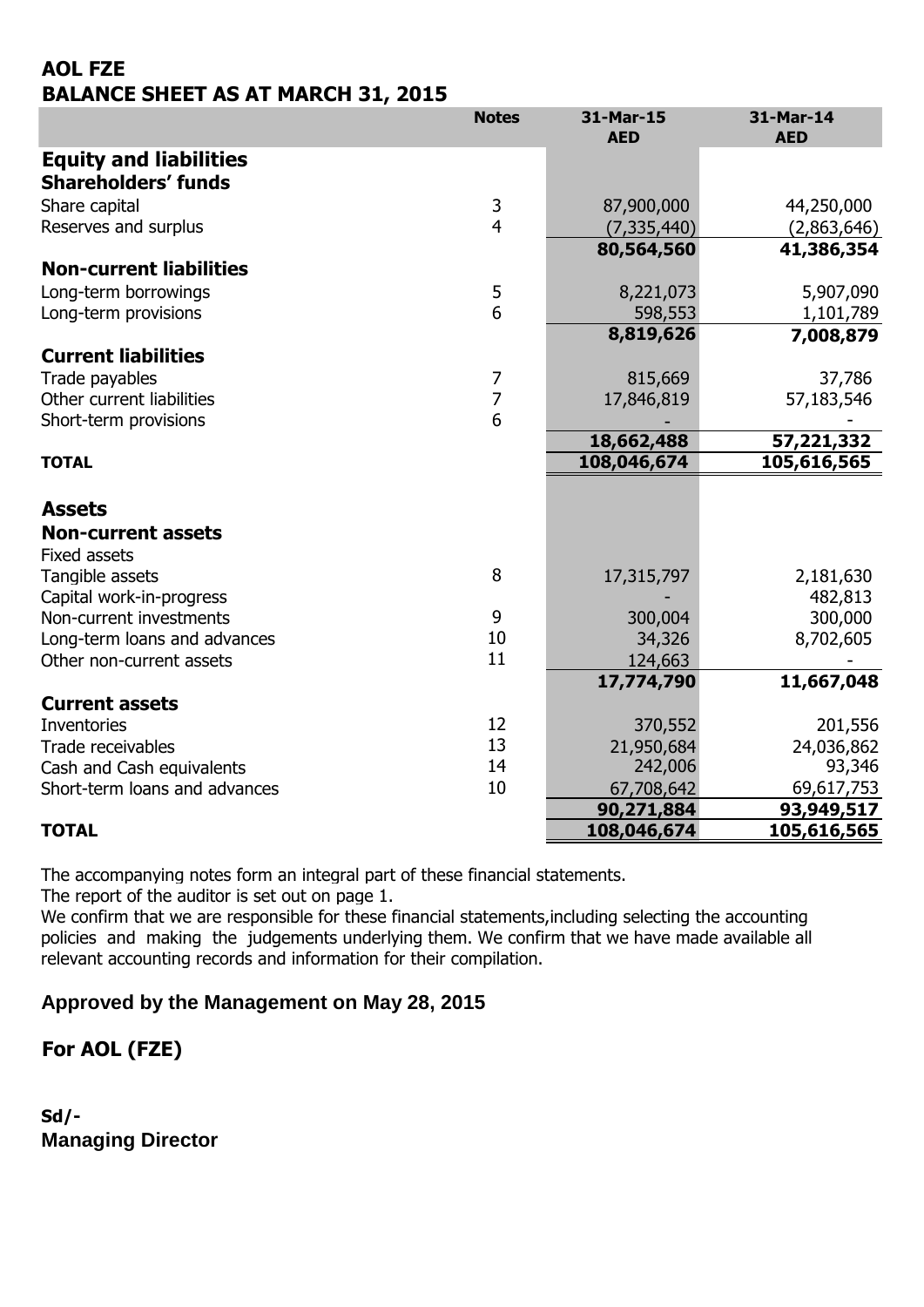# AOL FZE

## BALANCE SHEET AS AT MARCH 31, 2015

| | Notes | 31-Mar-15 AED | 31-Mar-14 AED |
|---|---|---|---|
| **Equity and liabilities** | | | |
| **Shareholders' funds** | | | |
| Share capital | 3 | 87,900,000 | 44,250,000 |
| Reserves and surplus | 4 | (7,335,440) | (2,863,646) |
| | | **80,564,560** | **41,386,354** |
| **Non-current liabilities** | | | |
| Long-term borrowings | 5 | 8,221,073 | 5,907,090 |
| Long-term provisions | 6 | 598,553 | 1,101,789 |
| | | **8,819,626** | **7,008,879** |
| **Current liabilities** | | | |
| Trade payables | 7 | 815,669 | 37,786 |
| Other current liabilities | 7 | 17,846,819 | 57,183,546 |
| Short-term provisions | 6 | - | - |
| | | **18,662,488** | **57,221,332** |
| **TOTAL** | | **108,046,674** | **105,616,565** |
| | | | |
| **Assets** | | | |
| **Non-current assets** | | | |
| Fixed assets | | | |
| Tangible assets | 8 | 17,315,797 | 2,181,630 |
| Capital work-in-progress | | - | 482,813 |
| Non-current investments | 9 | 300,004 | 300,000 |
| Long-term loans and advances | 10 | 34,326 | 8,702,605 |
| Other non-current assets | 11 | 124,663 | - |
| | | **17,774,790** | **11,667,048** |
| **Current assets** | | | |
| Inventories | 12 | 370,552 | 201,556 |
| Trade receivables | 13 | 21,950,684 | 24,036,862 |
| Cash and Cash equivalents | 14 | 242,006 | 93,346 |
| Short-term loans and advances | 10 | 67,708,642 | 69,617,753 |
| | | **90,271,884** | **93,949,517** |
| **TOTAL** | | **108,046,674** | **105,616,565** |

The accompanying notes form an integral part of these financial statements.

The report of the auditor is set out on page 1.

We confirm that we are responsible for these financial statements,including selecting the accounting policies and making the judgements underlying them. We confirm that we have made available all relevant accounting records and information for their compilation.

**Approved by the Management on May 28, 2015**

**For AOL (FZE)**

**Sd/-**
**Managing Director**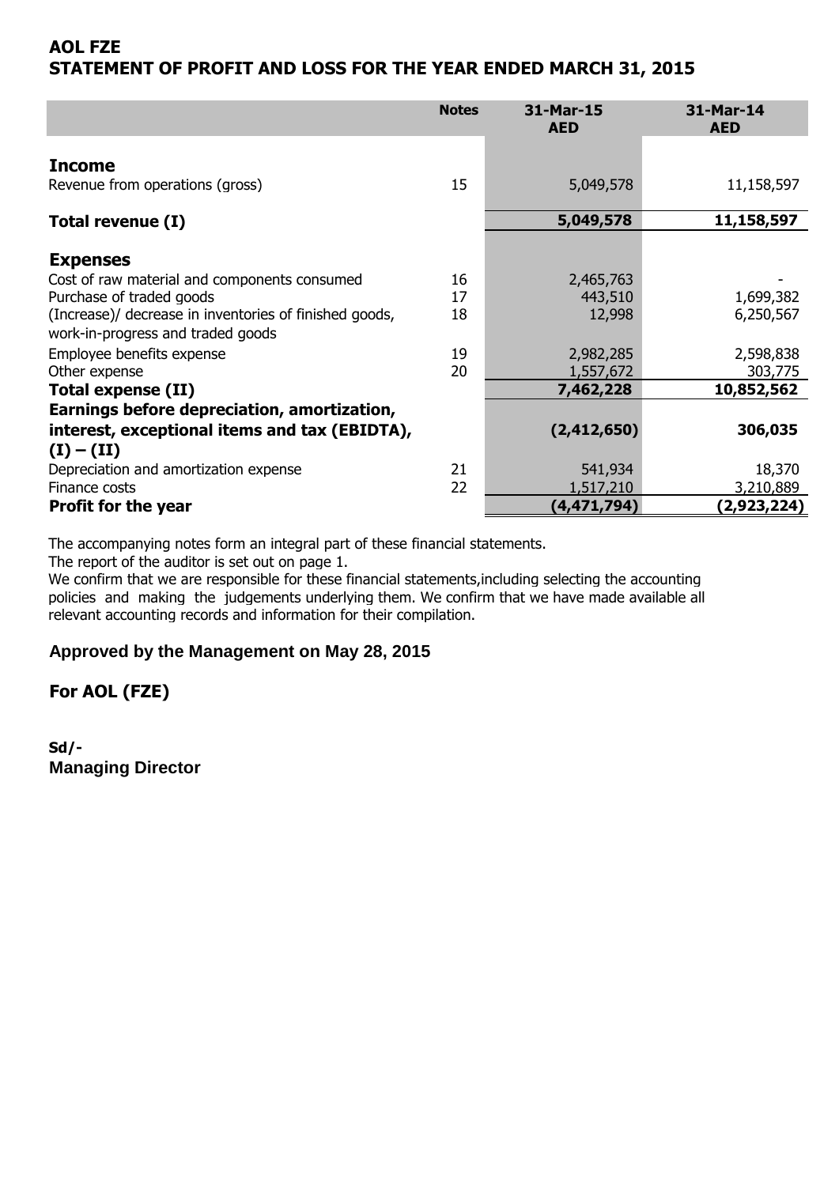# AOL FZE

## STATEMENT OF PROFIT AND LOSS FOR THE YEAR ENDED MARCH 31, 2015

| | Notes | 31-Mar-15 AED | 31-Mar-14 AED |
|---|---|---|---|
| **Income** | | | |
| Revenue from operations (gross) | 15 | 5,049,578 | 11,158,597 |
| **Total revenue (I)** | | **5,049,578** | **11,158,597** |
| **Expenses** | | | |
| Cost of raw material and components consumed | 16 | 2,465,763 | - |
| Purchase of traded goods | 17 | 443,510 | 1,699,382 |
| (Increase)/ decrease in inventories of finished goods, work-in-progress and traded goods | 18 | 12,998 | 6,250,567 |
| Employee benefits expense | 19 | 2,982,285 | 2,598,838 |
| Other expense | 20 | 1,557,672 | 303,775 |
| **Total expense (II)** | | **7,462,228** | **10,852,562** |
| **Earnings before depreciation, amortization, interest, exceptional items and tax (EBIDTA), (I) – (II)** | | **(2,412,650)** | **306,035** |
| Depreciation and amortization expense | 21 | 541,934 | 18,370 |
| Finance costs | 22 | 1,517,210 | 3,210,889 |
| **Profit for the year** | | **(4,471,794)** | **(2,923,224)** |

The accompanying notes form an integral part of these financial statements.
The report of the auditor is set out on page 1.
We confirm that we are responsible for these financial statements,including selecting the accounting policies and making the judgements underlying them. We confirm that we have made available all relevant accounting records and information for their compilation.

**Approved by the Management on May 28, 2015**

**For AOL (FZE)**

**Sd/-**
**Managing Director**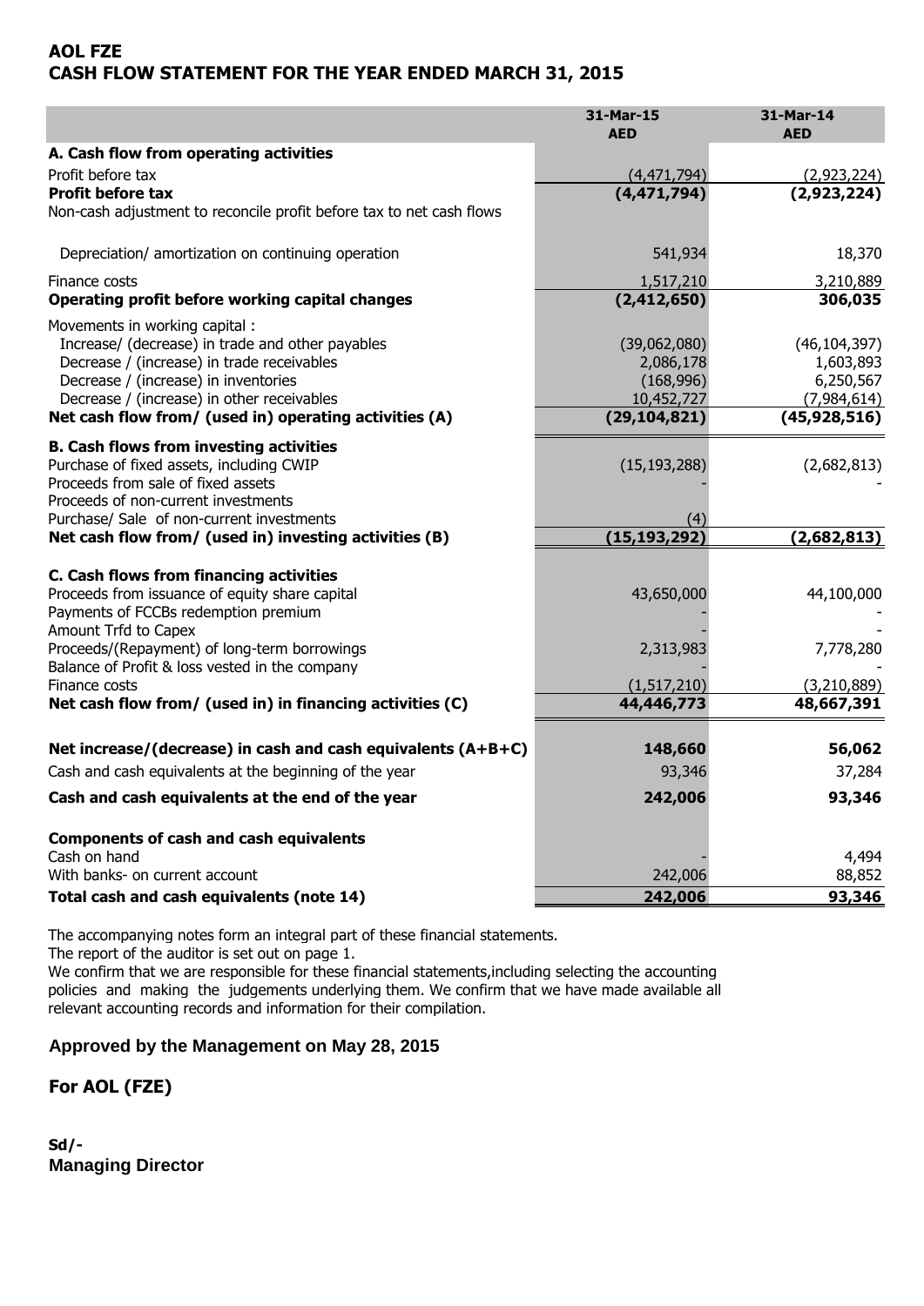# AOL FZE

## CASH FLOW STATEMENT FOR THE YEAR ENDED MARCH 31, 2015

| | 31-Mar-15 AED | 31-Mar-14 AED |
|---|---|---|
| **A. Cash flow from operating activities** | | |
| Profit before tax | (4,471,794) | (2,923,224) |
| **Profit before tax** | **(4,471,794)** | **(2,923,224)** |
| Non-cash adjustment to reconcile profit before tax to net cash flows | | |
| Depreciation/ amortization on continuing operation | 541,934 | 18,370 |
| Finance costs | 1,517,210 | 3,210,889 |
| **Operating profit before working capital changes** | **(2,412,650)** | **306,035** |
| Movements in working capital : | | |
| Increase/ (decrease) in trade and other payables | (39,062,080) | (46,104,397) |
| Decrease / (increase) in trade receivables | 2,086,178 | 1,603,893 |
| Decrease / (increase) in inventories | (168,996) | 6,250,567 |
| Decrease / (increase) in other receivables | 10,452,727 | (7,984,614) |
| **Net cash flow from/ (used in) operating activities (A)** | **(29,104,821)** | **(45,928,516)** |
| **B. Cash flows from investing activities** | | |
| Purchase of fixed assets, including CWIP | (15,193,288) | (2,682,813) |
| Proceeds from sale of fixed assets | - | - |
| Proceeds of non-current investments | | |
| Purchase/ Sale of non-current investments | (4) | |
| **Net cash flow from/ (used in) investing activities (B)** | **(15,193,292)** | **(2,682,813)** |
| **C. Cash flows from financing activities** | | |
| Proceeds from issuance of equity share capital | 43,650,000 | 44,100,000 |
| Payments of FCCBs redemption premium | - | - |
| Amount Trfd to Capex | - | - |
| Proceeds/(Repayment) of long-term borrowings | 2,313,983 | 7,778,280 |
| Balance of Profit & loss vested in the company | - | - |
| Finance costs | (1,517,210) | (3,210,889) |
| **Net cash flow from/ (used in) in financing activities (C)** | **44,446,773** | **48,667,391** |
| **Net increase/(decrease) in cash and cash equivalents (A+B+C)** | **148,660** | **56,062** |
| Cash and cash equivalents at the beginning of the year | 93,346 | 37,284 |
| **Cash and cash equivalents at the end of the year** | **242,006** | **93,346** |
| **Components of cash and cash equivalents** | | |
| Cash on hand | - | 4,494 |
| With banks- on current account | 242,006 | 88,852 |
| **Total cash and cash equivalents (note 14)** | **242,006** | **93,346** |

The accompanying notes form an integral part of these financial statements.
The report of the auditor is set out on page 1.
We confirm that we are responsible for these financial statements,including selecting the accounting policies and making the judgements underlying them. We confirm that we have made available all relevant accounting records and information for their compilation.

**Approved by the Management on May 28, 2015**

**For AOL (FZE)**

**Sd/-**
**Managing Director**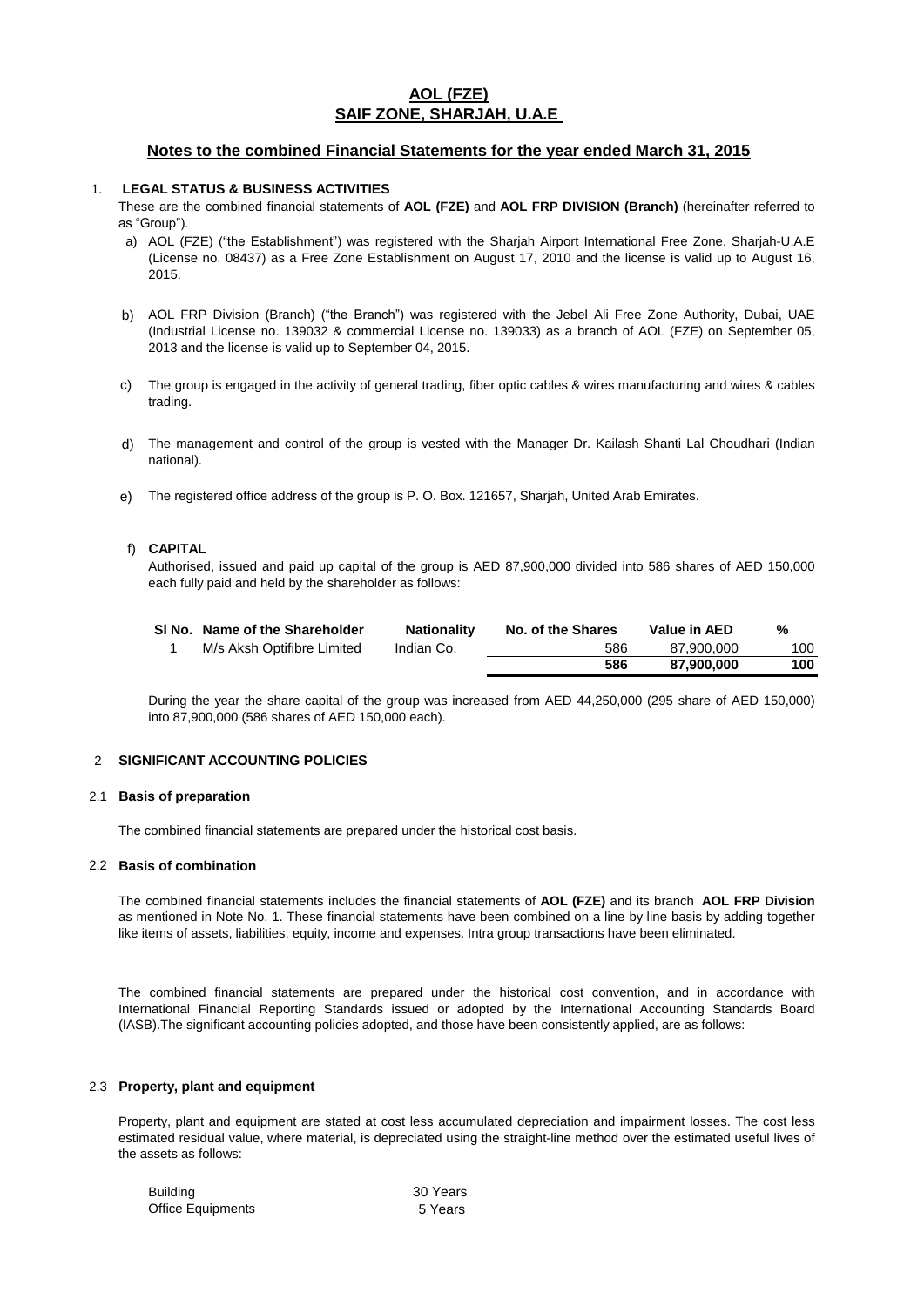# AOL (FZE)
## SAIF ZONE, SHARJAH, U.A.E

### Notes to the combined Financial Statements for the year ended March 31, 2015

1. **LEGAL STATUS & BUSINESS ACTIVITIES**

These are the combined financial statements of **AOL (FZE)** and **AOL FRP DIVISION (Branch)** (hereinafter referred to as "Group").

a) AOL (FZE) ("the Establishment") was registered with the Sharjah Airport International Free Zone, Sharjah-U.A.E (License no. 08437) as a Free Zone Establishment on August 17, 2010 and the license is valid up to August 16, 2015.

b) AOL FRP Division (Branch) ("the Branch") was registered with the Jebel Ali Free Zone Authority, Dubai, UAE (Industrial License no. 139032 & commercial License no. 139033) as a branch of AOL (FZE) on September 05, 2013 and the license is valid up to September 04, 2015.

c) The group is engaged in the activity of general trading, fiber optic cables & wires manufacturing and wires & cables trading.

d) The management and control of the group is vested with the Manager Dr. Kailash Shanti Lal Choudhari (Indian national).

e) The registered office address of the group is P. O. Box. 121657, Sharjah, United Arab Emirates.

f) **CAPITAL**

Authorised, issued and paid up capital of the group is AED 87,900,000 divided into 586 shares of AED 150,000 each fully paid and held by the shareholder as follows:

| Sl No. | Name of the Shareholder | Nationality | No. of the Shares | Value in AED | % |
|---|---|---|---|---|---|
| 1 | M/s Aksh Optifibre Limited | Indian Co. | 586 | 87,900,000 | 100 |
| | | | **586** | **87,900,000** | **100** |

During the year the share capital of the group was increased from AED 44,250,000 (295 share of AED 150,000) into 87,900,000 (586 shares of AED 150,000 each).

2 **SIGNIFICANT ACCOUNTING POLICIES**

2.1 **Basis of preparation**

The combined financial statements are prepared under the historical cost basis.

2.2 **Basis of combination**

The combined financial statements includes the financial statements of **AOL (FZE)** and its branch **AOL FRP Division** as mentioned in Note No. 1. These financial statements have been combined on a line by line basis by adding together like items of assets, liabilities, equity, income and expenses. Intra group transactions have been eliminated.

The combined financial statements are prepared under the historical cost convention, and in accordance with International Financial Reporting Standards issued or adopted by the International Accounting Standards Board (IASB).The significant accounting policies adopted, and those have been consistently applied, are as follows:

2.3 **Property, plant and equipment**

Property, plant and equipment are stated at cost less accumulated depreciation and impairment losses. The cost less estimated residual value, where material, is depreciated using the straight-line method over the estimated useful lives of the assets as follows:

| | |
|---|---|
| Building | 30 Years |
| Office Equipments | 5 Years |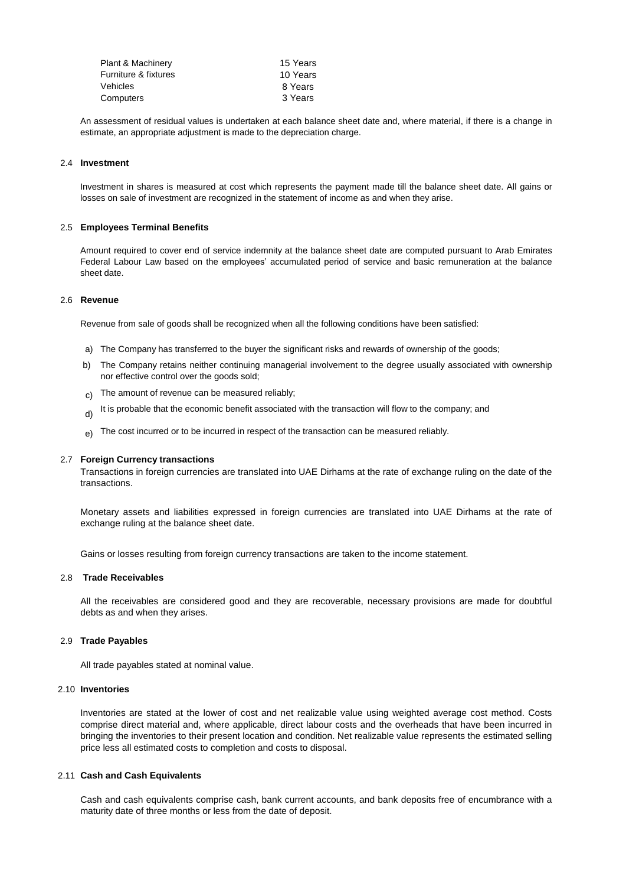| | |
|---|---|
| Plant & Machinery | 15 Years |
| Furniture & fixtures | 10 Years |
| Vehicles | 8 Years |
| Computers | 3 Years |

An assessment of residual values is undertaken at each balance sheet date and, where material, if there is a change in estimate, an appropriate adjustment is made to the depreciation charge.

### 2.4 Investment

Investment in shares is measured at cost which represents the payment made till the balance sheet date. All gains or losses on sale of investment are recognized in the statement of income as and when they arise.

### 2.5 Employees Terminal Benefits

Amount required to cover end of service indemnity at the balance sheet date are computed pursuant to Arab Emirates Federal Labour Law based on the employees' accumulated period of service and basic remuneration at the balance sheet date.

### 2.6 Revenue

Revenue from sale of goods shall be recognized when all the following conditions have been satisfied:

a) The Company has transferred to the buyer the significant risks and rewards of ownership of the goods;

b) The Company retains neither continuing managerial involvement to the degree usually associated with ownership nor effective control over the goods sold;

c) The amount of revenue can be measured reliably;

d) It is probable that the economic benefit associated with the transaction will flow to the company; and

e) The cost incurred or to be incurred in respect of the transaction can be measured reliably.

### 2.7 Foreign Currency transactions

Transactions in foreign currencies are translated into UAE Dirhams at the rate of exchange ruling on the date of the transactions.

Monetary assets and liabilities expressed in foreign currencies are translated into UAE Dirhams at the rate of exchange ruling at the balance sheet date.

Gains or losses resulting from foreign currency transactions are taken to the income statement.

### 2.8 Trade Receivables

All the receivables are considered good and they are recoverable, necessary provisions are made for doubtful debts as and when they arises.

### 2.9 Trade Payables

All trade payables stated at nominal value.

### 2.10 Inventories

Inventories are stated at the lower of cost and net realizable value using weighted average cost method. Costs comprise direct material and, where applicable, direct labour costs and the overheads that have been incurred in bringing the inventories to their present location and condition. Net realizable value represents the estimated selling price less all estimated costs to completion and costs to disposal.

### 2.11 Cash and Cash Equivalents

Cash and cash equivalents comprise cash, bank current accounts, and bank deposits free of encumbrance with a maturity date of three months or less from the date of deposit.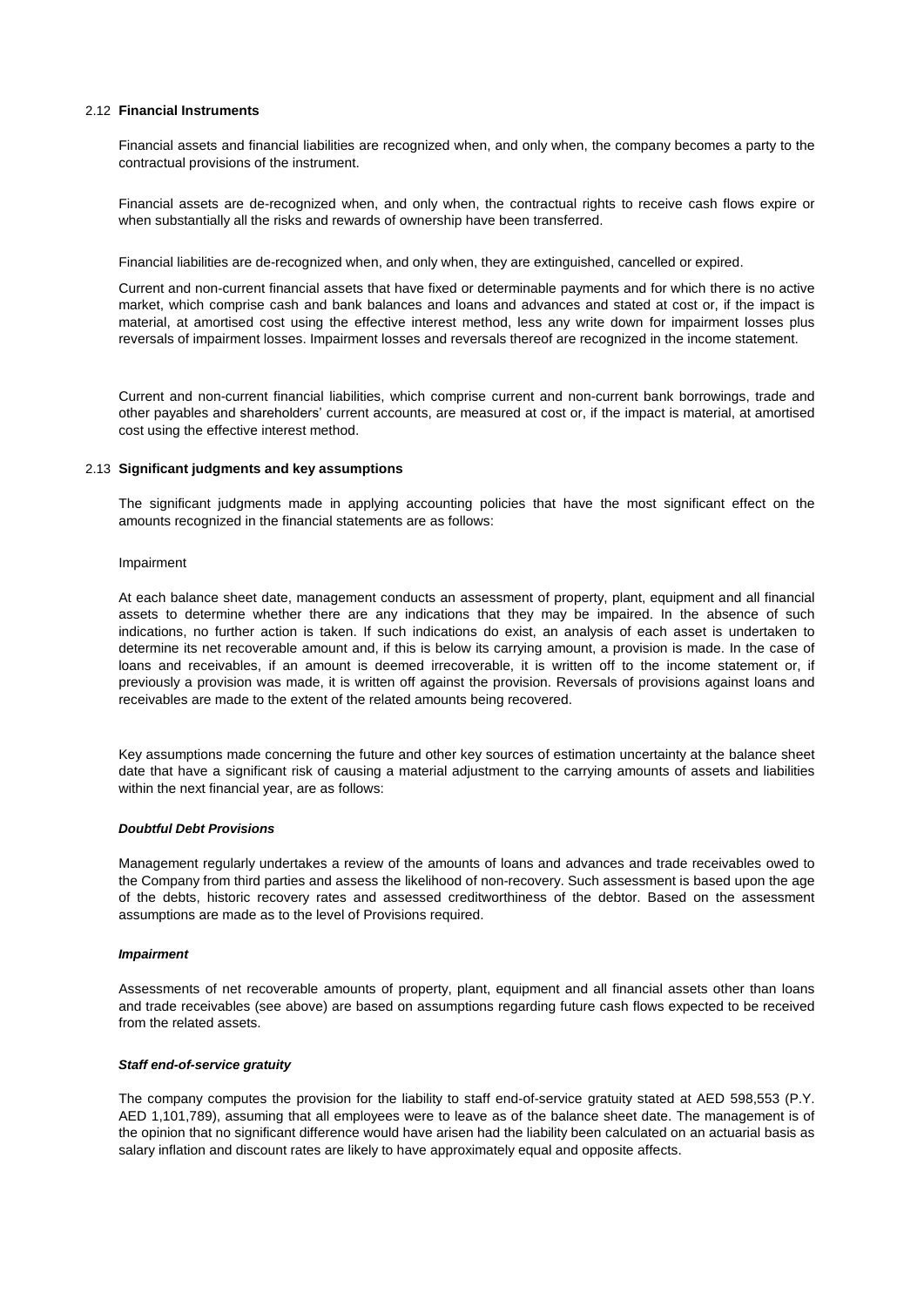### 2.12 **Financial Instruments**

Financial assets and financial liabilities are recognized when, and only when, the company becomes a party to the contractual provisions of the instrument.

Financial assets are de-recognized when, and only when, the contractual rights to receive cash flows expire or when substantially all the risks and rewards of ownership have been transferred.

Financial liabilities are de-recognized when, and only when, they are extinguished, cancelled or expired.

Current and non-current financial assets that have fixed or determinable payments and for which there is no active market, which comprise cash and bank balances and loans and advances and stated at cost or, if the impact is material, at amortised cost using the effective interest method, less any write down for impairment losses plus reversals of impairment losses. Impairment losses and reversals thereof are recognized in the income statement.

Current and non-current financial liabilities, which comprise current and non-current bank borrowings, trade and other payables and shareholders' current accounts, are measured at cost or, if the impact is material, at amortised cost using the effective interest method.

### 2.13 **Significant judgments and key assumptions**

The significant judgments made in applying accounting policies that have the most significant effect on the amounts recognized in the financial statements are as follows:

Impairment

At each balance sheet date, management conducts an assessment of property, plant, equipment and all financial assets to determine whether there are any indications that they may be impaired. In the absence of such indications, no further action is taken. If such indications do exist, an analysis of each asset is undertaken to determine its net recoverable amount and, if this is below its carrying amount, a provision is made. In the case of loans and receivables, if an amount is deemed irrecoverable, it is written off to the income statement or, if previously a provision was made, it is written off against the provision. Reversals of provisions against loans and receivables are made to the extent of the related amounts being recovered.

Key assumptions made concerning the future and other key sources of estimation uncertainty at the balance sheet date that have a significant risk of causing a material adjustment to the carrying amounts of assets and liabilities within the next financial year, are as follows:

***Doubtful Debt Provisions***

Management regularly undertakes a review of the amounts of loans and advances and trade receivables owed to the Company from third parties and assess the likelihood of non-recovery. Such assessment is based upon the age of the debts, historic recovery rates and assessed creditworthiness of the debtor. Based on the assessment assumptions are made as to the level of Provisions required.

***Impairment***

Assessments of net recoverable amounts of property, plant, equipment and all financial assets other than loans and trade receivables (see above) are based on assumptions regarding future cash flows expected to be received from the related assets.

***Staff end-of-service gratuity***

The company computes the provision for the liability to staff end-of-service gratuity stated at AED 598,553 (P.Y. AED 1,101,789), assuming that all employees were to leave as of the balance sheet date. The management is of the opinion that no significant difference would have arisen had the liability been calculated on an actuarial basis as salary inflation and discount rates are likely to have approximately equal and opposite affects.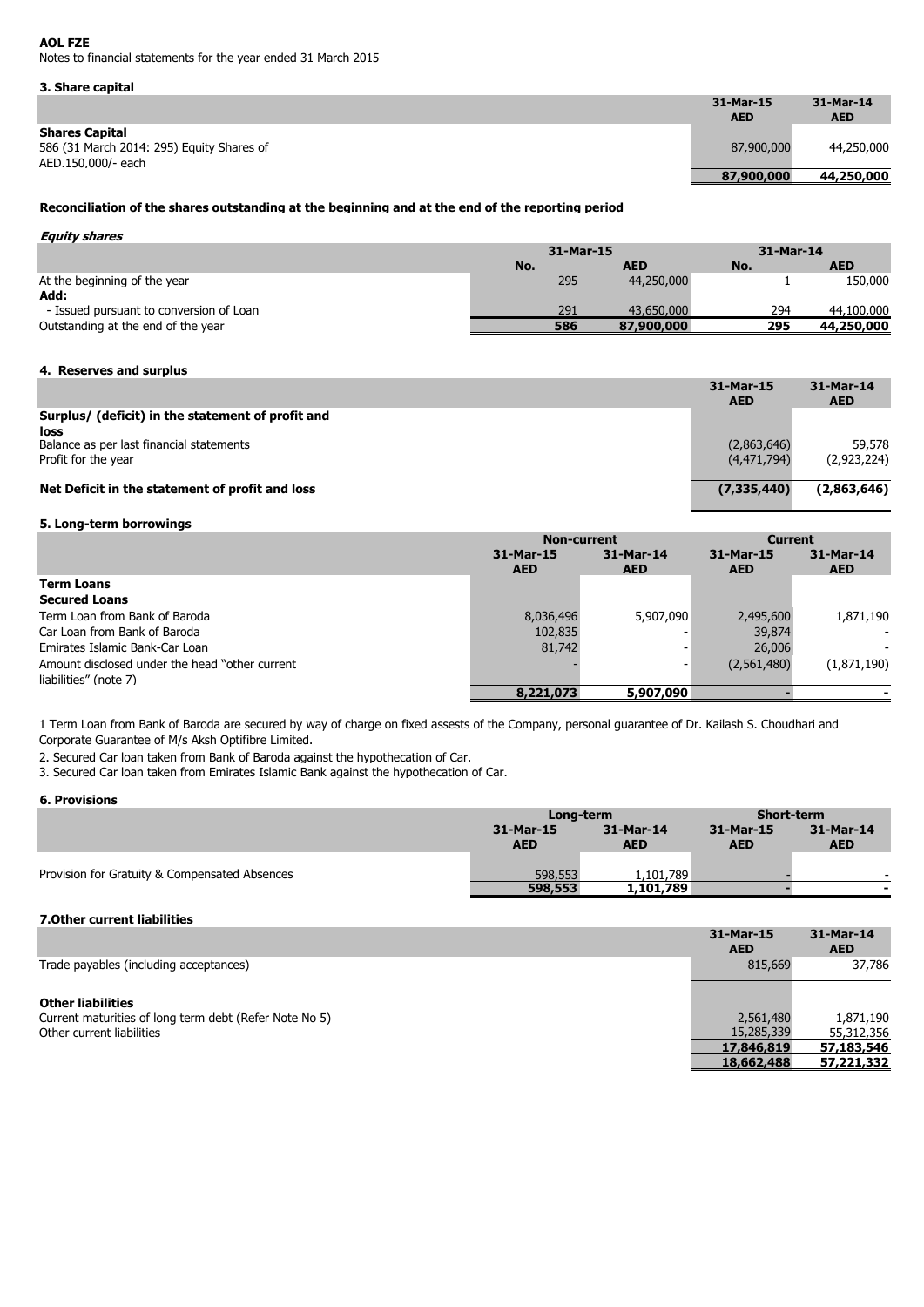**AOL FZE**

Notes to financial statements for the year ended 31 March 2015

### 3. Share capital

| | 31-Mar-15 AED | 31-Mar-14 AED |
|---|---|---|
| **Shares Capital** | | |
| 586 (31 March 2014: 295) Equity Shares of AED.150,000/- each | 87,900,000 | 44,250,000 |
| | **87,900,000** | **44,250,000** |

**Reconciliation of the shares outstanding at the beginning and at the end of the reporting period**

***Equity shares***

| | 31-Mar-15 | | 31-Mar-14 | |
|---|---|---|---|---|
| | No. | AED | No. | AED |
| At the beginning of the year | 295 | 44,250,000 | 1 | 150,000 |
| **Add:** | | | | |
| - Issued pursuant to conversion of Loan | 291 | 43,650,000 | 294 | 44,100,000 |
| Outstanding at the end of the year | **586** | **87,900,000** | **295** | **44,250,000** |

### 4. Reserves and surplus

| | 31-Mar-15 AED | 31-Mar-14 AED |
|---|---|---|
| **Surplus/ (deficit) in the statement of profit and loss** | | |
| Balance as per last financial statements | (2,863,646) | 59,578 |
| Profit for the year | (4,471,794) | (2,923,224) |
| **Net Deficit in the statement of profit and loss** | **(7,335,440)** | **(2,863,646)** |

### 5. Long-term borrowings

| | Non-current | | Current | |
|---|---|---|---|---|
| | 31-Mar-15 AED | 31-Mar-14 AED | 31-Mar-15 AED | 31-Mar-14 AED |
| **Term Loans** | | | | |
| **Secured Loans** | | | | |
| Term Loan from Bank of Baroda | 8,036,496 | 5,907,090 | 2,495,600 | 1,871,190 |
| Car Loan from Bank of Baroda | 102,835 | - | 39,874 | - |
| Emirates Islamic Bank-Car Loan | 81,742 | - | 26,006 | - |
| Amount disclosed under the head "other current liabilities" (note 7) | - | - | (2,561,480) | (1,871,190) |
| | **8,221,073** | **5,907,090** | **-** | **-** |

1 Term Loan from Bank of Baroda are secured by way of charge on fixed assests of the Company, personal guarantee of Dr. Kailash S. Choudhari and Corporate Guarantee of M/s Aksh Optifibre Limited.

2. Secured Car loan taken from Bank of Baroda against the hypothecation of Car.

3. Secured Car loan taken from Emirates Islamic Bank against the hypothecation of Car.

### 6. Provisions

| | Long-term | | Short-term | |
|---|---|---|---|---|
| | 31-Mar-15 AED | 31-Mar-14 AED | 31-Mar-15 AED | 31-Mar-14 AED |
| Provision for Gratuity & Compensated Absences | 598,553 | 1,101,789 | - | - |
| | **598,553** | **1,101,789** | **-** | **-** |

### 7.Other current liabilities

| | 31-Mar-15 AED | 31-Mar-14 AED |
|---|---|---|
| Trade payables (including acceptances) | 815,669 | 37,786 |
| **Other liabilities** | | |
| Current maturities of long term debt (Refer Note No 5) | 2,561,480 | 1,871,190 |
| Other current liabilities | 15,285,339 | 55,312,356 |
| | **17,846,819** | **57,183,546** |
| | **18,662,488** | **57,221,332** |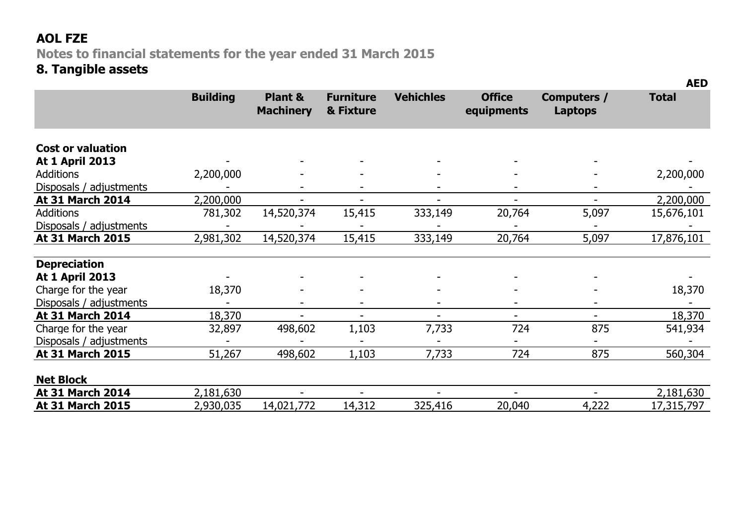# AOL FZE

## Notes to financial statements for the year ended 31 March 2015

## 8. Tangible assets

AED

| | Building | Plant & Machinery | Furniture & Fixture | Vehichles | Office equipments | Computers / Laptops | Total |
|---|---|---|---|---|---|---|---|
| **Cost or valuation** | | | | | | | |
| **At 1 April 2013** | - | - | - | - | - | - | - |
| Additions | 2,200,000 | - | - | - | - | - | 2,200,000 |
| Disposals / adjustments | - | - | - | - | - | - | - |
| **At 31 March 2014** | 2,200,000 | - | - | - | - | - | 2,200,000 |
| Additions | 781,302 | 14,520,374 | 15,415 | 333,149 | 20,764 | 5,097 | 15,676,101 |
| Disposals / adjustments | - | - | - | - | - | - | - |
| **At 31 March 2015** | 2,981,302 | 14,520,374 | 15,415 | 333,149 | 20,764 | 5,097 | 17,876,101 |
| **Depreciation** | | | | | | | |
| **At 1 April 2013** | - | - | - | - | - | - | - |
| Charge for the year | 18,370 | - | - | - | - | - | 18,370 |
| Disposals / adjustments | - | - | - | - | - | - | - |
| **At 31 March 2014** | 18,370 | - | - | - | - | - | 18,370 |
| Charge for the year | 32,897 | 498,602 | 1,103 | 7,733 | 724 | 875 | 541,934 |
| Disposals / adjustments | - | - | - | - | - | - | - |
| **At 31 March 2015** | 51,267 | 498,602 | 1,103 | 7,733 | 724 | 875 | 560,304 |
| **Net Block** | | | | | | | |
| **At 31 March 2014** | 2,181,630 | - | - | - | - | - | 2,181,630 |
| **At 31 March 2015** | 2,930,035 | 14,021,772 | 14,312 | 325,416 | 20,040 | 4,222 | 17,315,797 |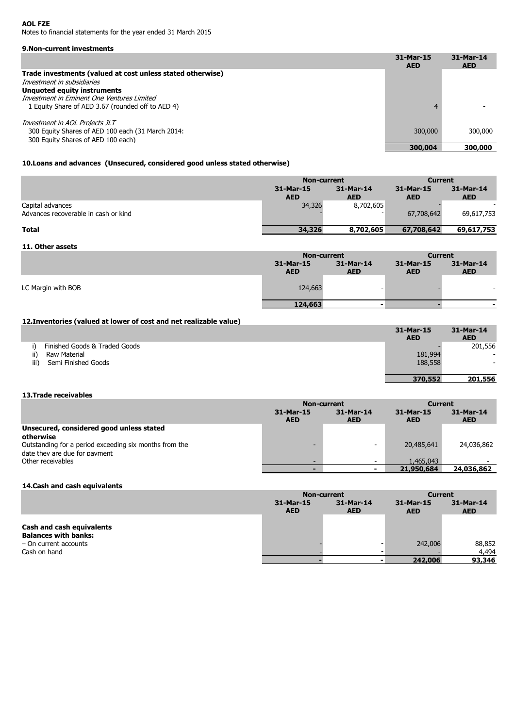**AOL FZE**
Notes to financial statements for the year ended 31 March 2015

### 9.Non-current investments

| | 31-Mar-15 AED | 31-Mar-14 AED |
|---|---|---|
| **Trade investments (valued at cost unless stated otherwise)** | | |
| *Investment in subsidiaries* | | |
| **Unquoted equity instruments** | | |
| *Investment in Eminent One Ventures Limited* | | |
| 1 Equity Share of AED 3.67 (rounded off to AED 4) | 4 | - |
| *Investment in AOL Projects JLT* | | |
| 300 Equity Shares of AED 100 each (31 March 2014: 300 Equity Shares of AED 100 each) | 300,000 | 300,000 |
| | **300,004** | **300,000** |

### 10.Loans and advances (Unsecured, considered good unless stated otherwise)

| | Non-current | | Current | |
|---|---|---|---|---|
| | 31-Mar-15 AED | 31-Mar-14 AED | 31-Mar-15 AED | 31-Mar-14 AED |
| Capital advances | 34,326 | 8,702,605 | - | - |
| Advances recoverable in cash or kind | - | - | 67,708,642 | 69,617,753 |
| **Total** | **34,326** | **8,702,605** | **67,708,642** | **69,617,753** |

### 11. Other assets

| | Non-current | | Current | |
|---|---|---|---|---|
| | 31-Mar-15 AED | 31-Mar-14 AED | 31-Mar-15 AED | 31-Mar-14 AED |
| LC Margin with BOB | 124,663 | - | - | - |
| | **124,663** | **-** | **-** | **-** |

### 12.Inventories (valued at lower of cost and net realizable value)

| | 31-Mar-15 AED | 31-Mar-14 AED |
|---|---|---|
| i) Finished Goods & Traded Goods | - | 201,556 |
| ii) Raw Material | 181,994 | - |
| iii) Semi Finished Goods | 188,558 | - |
| | **370,552** | **201,556** |

### 13.Trade receivables

| | Non-current | | Current | |
|---|---|---|---|---|
| | 31-Mar-15 AED | 31-Mar-14 AED | 31-Mar-15 AED | 31-Mar-14 AED |
| **Unsecured, considered good unless stated otherwise** | | | | |
| Outstanding for a period exceeding six months from the date they are due for payment | - | - | 20,485,641 | 24,036,862 |
| Other receivables | - | - | 1,465,043 | - |
| | **-** | **-** | **21,950,684** | **24,036,862** |

### 14.Cash and cash equivalents

| | Non-current | | Current | |
|---|---|---|---|---|
| | 31-Mar-15 AED | 31-Mar-14 AED | 31-Mar-15 AED | 31-Mar-14 AED |
| **Cash and cash equivalents** | | | | |
| **Balances with banks:** | | | | |
| – On current accounts | - | - | 242,006 | 88,852 |
| Cash on hand | - | - | - | 4,494 |
| | **-** | **-** | **242,006** | **93,346** |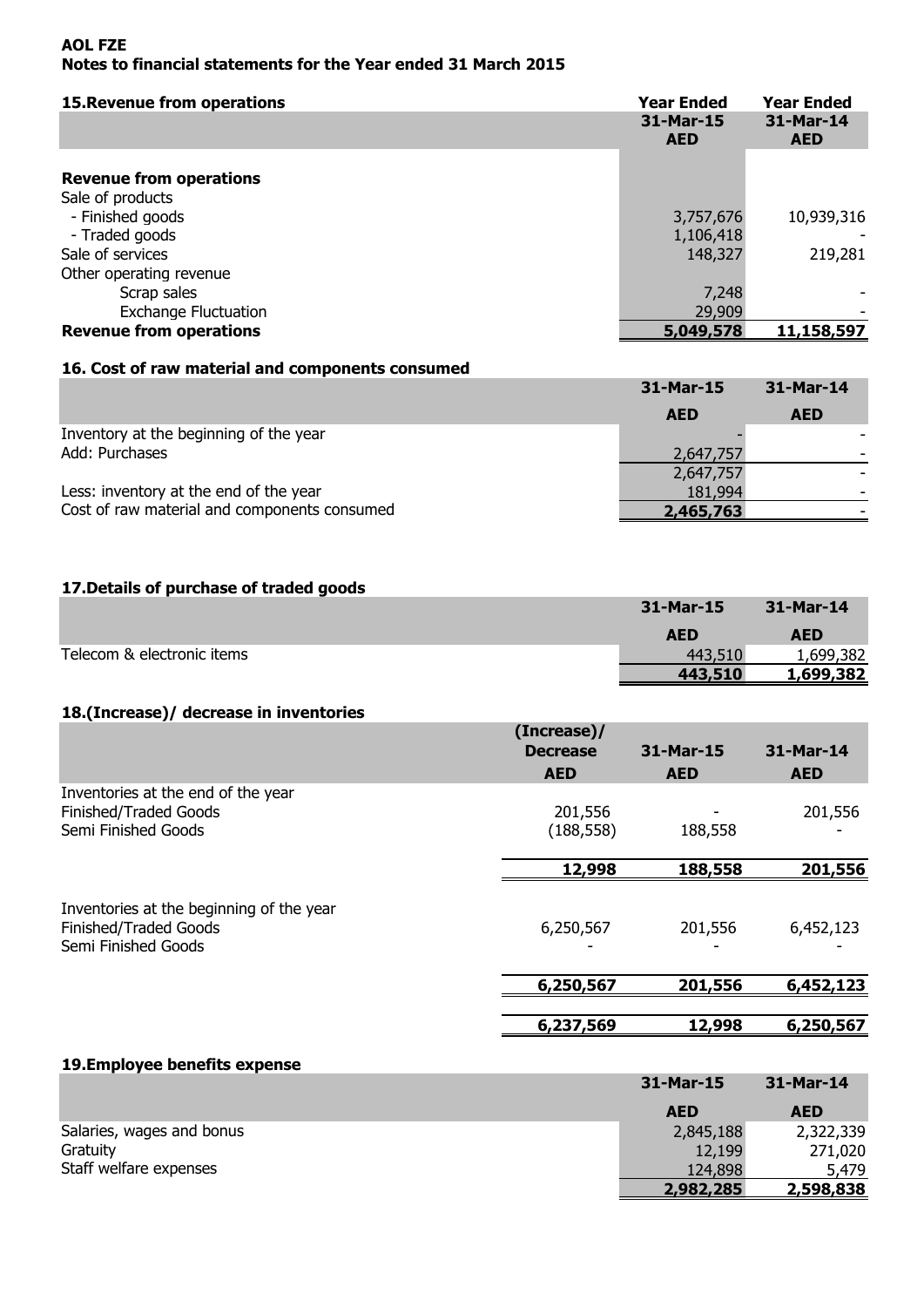**AOL FZE**
**Notes to financial statements for the Year ended 31 March 2015**

## 15.Revenue from operations

| | Year Ended 31-Mar-15 AED | Year Ended 31-Mar-14 AED |
|---|---|---|
| **Revenue from operations** | | |
| Sale of products | | |
| - Finished goods | 3,757,676 | 10,939,316 |
| - Traded goods | 1,106,418 | - |
| Sale of services | 148,327 | 219,281 |
| Other operating revenue | | |
| Scrap sales | 7,248 | - |
| Exchange Fluctuation | 29,909 | - |
| **Revenue from operations** | **5,049,578** | **11,158,597** |

## 16. Cost of raw material and components consumed

| | 31-Mar-15 AED | 31-Mar-14 AED |
|---|---|---|
| Inventory at the beginning of the year | - | - |
| Add: Purchases | 2,647,757 | - |
| | 2,647,757 | - |
| Less: inventory at the end of the year | 181,994 | - |
| Cost of raw material and components consumed | **2,465,763** | - |

## 17.Details of purchase of traded goods

| | 31-Mar-15 AED | 31-Mar-14 AED |
|---|---|---|
| Telecom & electronic items | 443,510 | 1,699,382 |
| | **443,510** | **1,699,382** |

## 18.(Increase)/ decrease in inventories

| | (Increase)/ Decrease AED | 31-Mar-15 AED | 31-Mar-14 AED |
|---|---|---|---|
| Inventories at the end of the year | | | |
| Finished/Traded Goods | 201,556 | - | 201,556 |
| Semi Finished Goods | (188,558) | 188,558 | - |
| | **12,998** | **188,558** | **201,556** |
| Inventories at the beginning of the year | | | |
| Finished/Traded Goods | 6,250,567 | 201,556 | 6,452,123 |
| Semi Finished Goods | - | - | - |
| | **6,250,567** | **201,556** | **6,452,123** |
| | **6,237,569** | **12,998** | **6,250,567** |

## 19.Employee benefits expense

| | 31-Mar-15 AED | 31-Mar-14 AED |
|---|---|---|
| Salaries, wages and bonus | 2,845,188 | 2,322,339 |
| Gratuity | 12,199 | 271,020 |
| Staff welfare expenses | 124,898 | 5,479 |
| | **2,982,285** | **2,598,838** |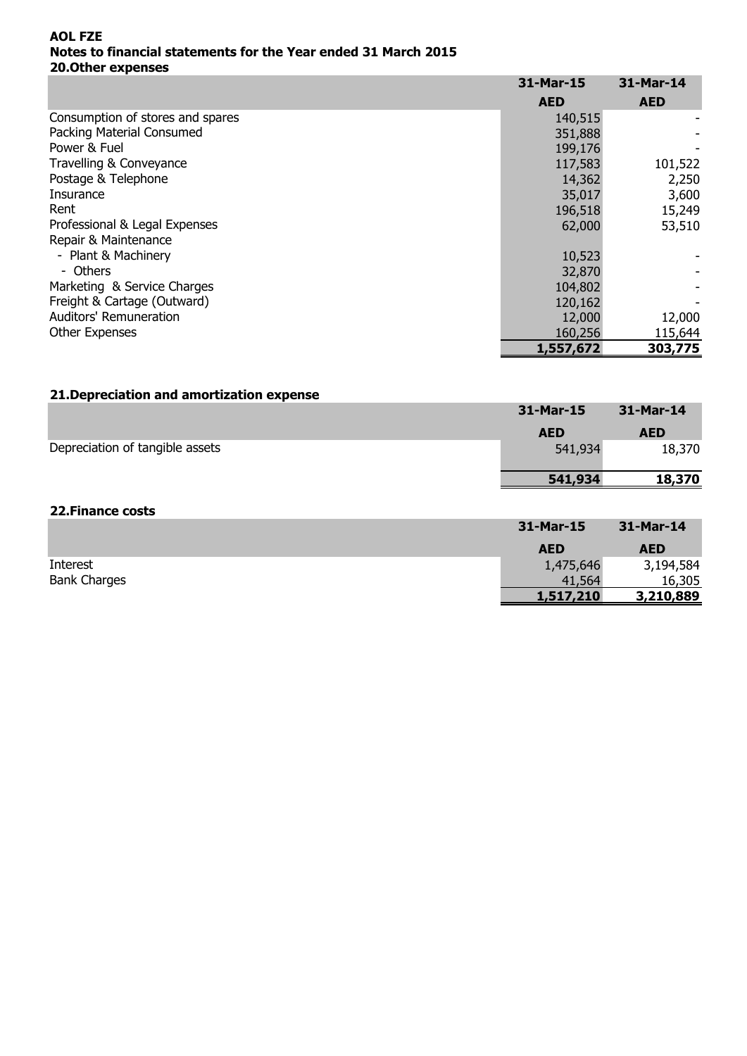**AOL FZE**

**Notes to financial statements for the Year ended 31 March 2015**

### 20.Other expenses

| | 31-Mar-15 | 31-Mar-14 |
|---|---|---|
| | **AED** | **AED** |
| Consumption of stores and spares | 140,515 | - |
| Packing Material Consumed | 351,888 | - |
| Power & Fuel | 199,176 | - |
| Travelling & Conveyance | 117,583 | 101,522 |
| Postage & Telephone | 14,362 | 2,250 |
| Insurance | 35,017 | 3,600 |
| Rent | 196,518 | 15,249 |
| Professional & Legal Expenses | 62,000 | 53,510 |
| Repair & Maintenance | | |
| - Plant & Machinery | 10,523 | - |
| - Others | 32,870 | - |
| Marketing & Service Charges | 104,802 | - |
| Freight & Cartage (Outward) | 120,162 | - |
| Auditors' Remuneration | 12,000 | 12,000 |
| Other Expenses | 160,256 | 115,644 |
| | **1,557,672** | **303,775** |

### 21.Depreciation and amortization expense

| | 31-Mar-15 | 31-Mar-14 |
|---|---|---|
| | **AED** | **AED** |
| Depreciation of tangible assets | 541,934 | 18,370 |
| | **541,934** | **18,370** |

### 22.Finance costs

| | 31-Mar-15 | 31-Mar-14 |
|---|---|---|
| | **AED** | **AED** |
| Interest | 1,475,646 | 3,194,584 |
| Bank Charges | 41,564 | 16,305 |
| | **1,517,210** | **3,210,889** |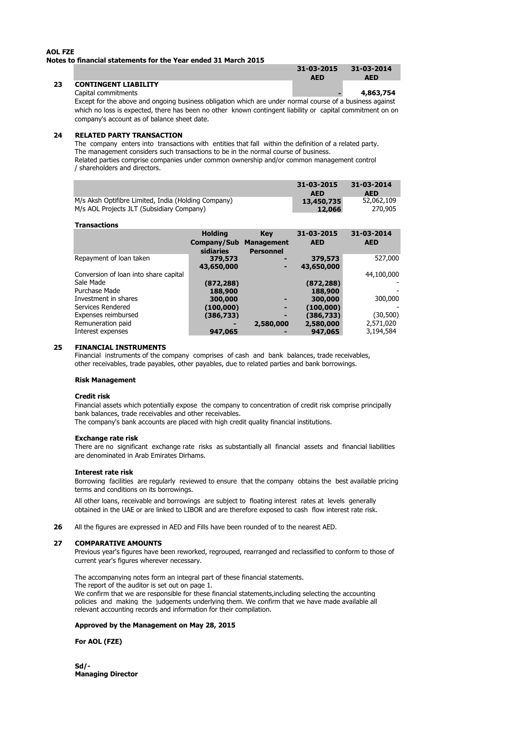**AOL FZE**
**Notes to financial statements for the Year ended 31 March 2015**

| | | 31-03-2015 AED | 31-03-2014 AED |
|---|---|---|---|
| **23** | **CONTINGENT LIABILITY** | | |
| | Capital commitments | - | **4,863,754** |

Except for the above and ongoing business obligation which are under normal course of a business against which no loss is expected, there has been no other known contingent liability or capital commitment on on company's account as of balance sheet date.

## 24 RELATED PARTY TRANSACTION

The company enters into transactions with entities that fall within the definition of a related party. The management considers such transactions to be in the normal course of business.
Related parties comprise companies under common ownership and/or common management control / shareholders and directors.

| | 31-03-2015 AED | 31-03-2014 AED |
|---|---|---|
| M/s Aksh Optifibre Limited, India (Holding Company) | 13,450,735 | 52,062,109 |
| M/s AOL Projects JLT (Subsidiary Company) | 12,066 | 270,905 |

**Transactions**

| | Holding Company/Subsidiaries | Key Management Personnel | 31-03-2015 AED | 31-03-2014 AED |
|---|---|---|---|---|
| Repayment of loan taken | 379,573 | - | 379,573 | 527,000 |
| | 43,650,000 | - | 43,650,000 | |
| Conversion of loan into share capital | | | | 44,100,000 |
| Sale Made | (872,288) | | (872,288) | - |
| Purchase Made | 188,900 | | 188,900 | - |
| Investment in shares | 300,000 | - | 300,000 | 300,000 |
| Services Rendered | (100,000) | - | (100,000) | - |
| Expenses reimbursed | (386,733) | - | (386,733) | (30,500) |
| Remuneration paid | - | 2,580,000 | 2,580,000 | 2,571,020 |
| Interest expenses | 947,065 | - | 947,065 | 3,194,584 |

## 25 FINANCIAL INSTRUMENTS

Financial instruments of the company comprises of cash and bank balances, trade receivables, other receivables, trade payables, other payables, due to related parties and bank borrowings.

**Risk Management**

**Credit risk**

Financial assets which potentially expose the company to concentration of credit risk comprise principally bank balances, trade receivables and other receivables.
The company's bank accounts are placed with high credit quality financial institutions.

**Exchange rate risk**

There are no significant exchange rate risks as substantially all financial assets and financial liabilities are denominated in Arab Emirates Dirhams.

**Interest rate risk**

Borrowing facilities are regularly reviewed to ensure that the company obtains the best available pricing terms and conditions on its borrowings.

All other loans, receivable and borrowings are subject to floating interest rates at levels generally obtained in the UAE or are linked to LIBOR and are therefore exposed to cash flow interest rate risk.

**26** All the figures are expressed in AED and Fills have been rounded of to the nearest AED.

## 27 COMPARATIVE AMOUNTS

Previous year's figures have been reworked, regrouped, rearranged and reclassified to conform to those of current year's figures wherever necessary.

The accompanying notes form an integral part of these financial statements.
The report of the auditor is set out on page 1.
We confirm that we are responsible for these financial statements,including selecting the accounting policies and making the judgements underlying them. We confirm that we have made available all relevant accounting records and information for their compilation.

**Approved by the Management on May 28, 2015**

**For AOL (FZE)**

**Sd/-**
**Managing Director**